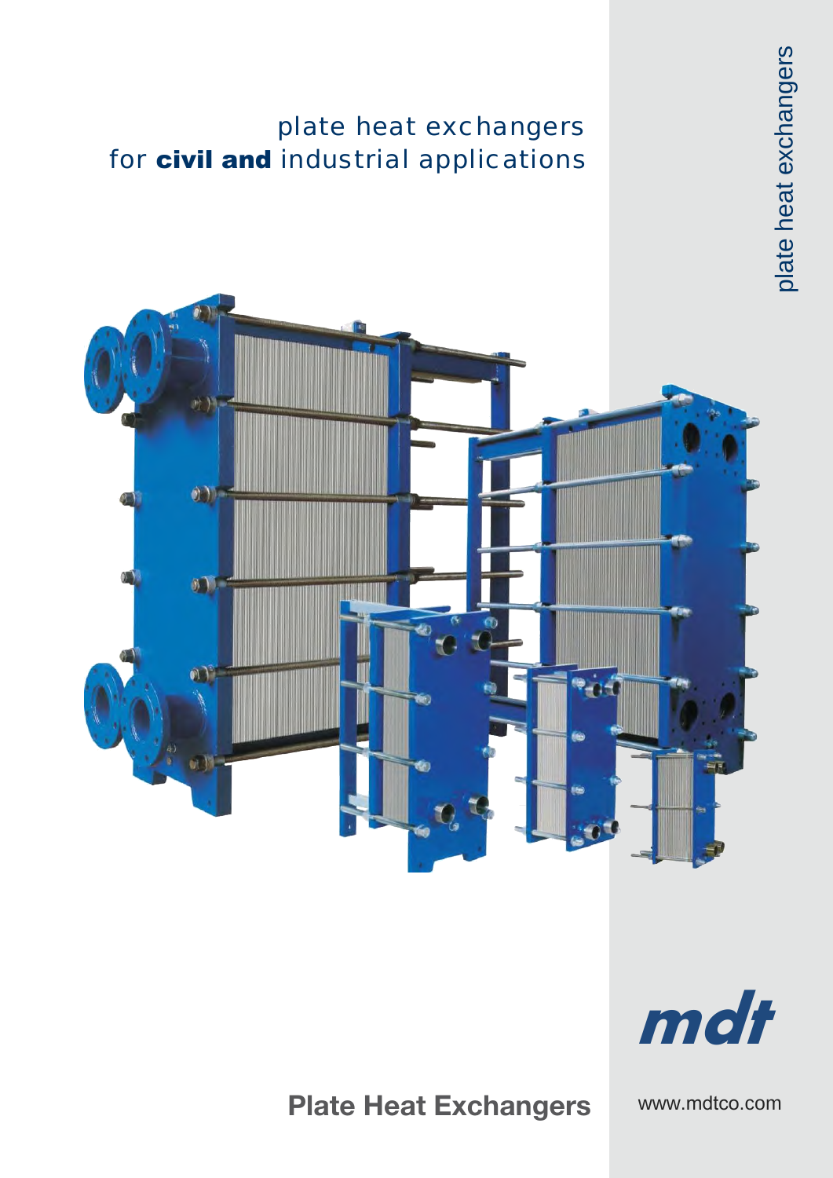# plate heat exchangers
# for **civil and** industrial applications

plate heat exchangers

mdt

**Plate Heat Exchangers**

www.mdtco.com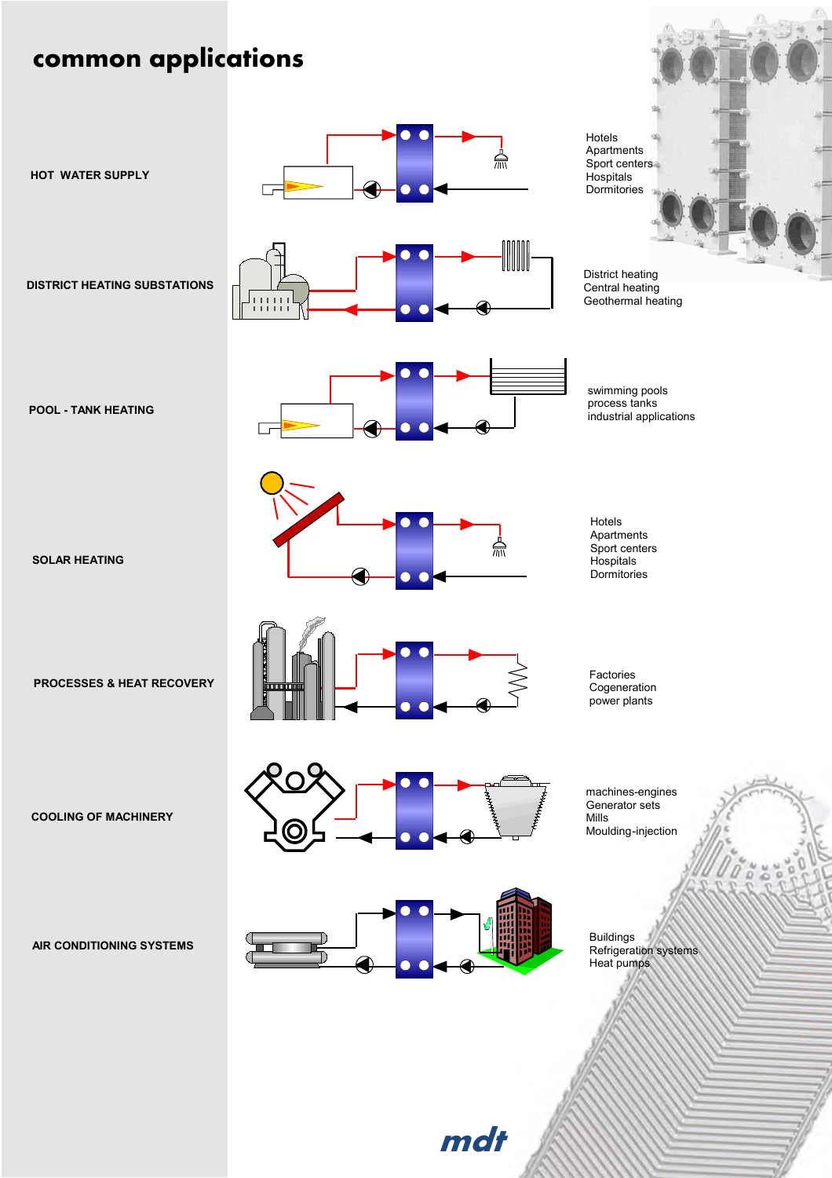# common applications

**HOT WATER SUPPLY**

Hotels
Apartments
Sport centers
Hospitals
Dormitories

**DISTRICT HEATING SUBSTATIONS**

District heating
Central heating
Geothermal heating

**POOL - TANK HEATING**

swimming pools
process tanks
industrial applications

**SOLAR HEATING**

Hotels
Apartments
Sport centers
Hospitals
Dormitories

**PROCESSES & HEAT RECOVERY**

Factories
Cogeneration
power plants

**COOLING OF MACHINERY**

machines-engines
Generator sets
Mills
Moulding-injection

**AIR CONDITIONING SYSTEMS**

Buildings
Refrigeration systems
Heat pumps

mdt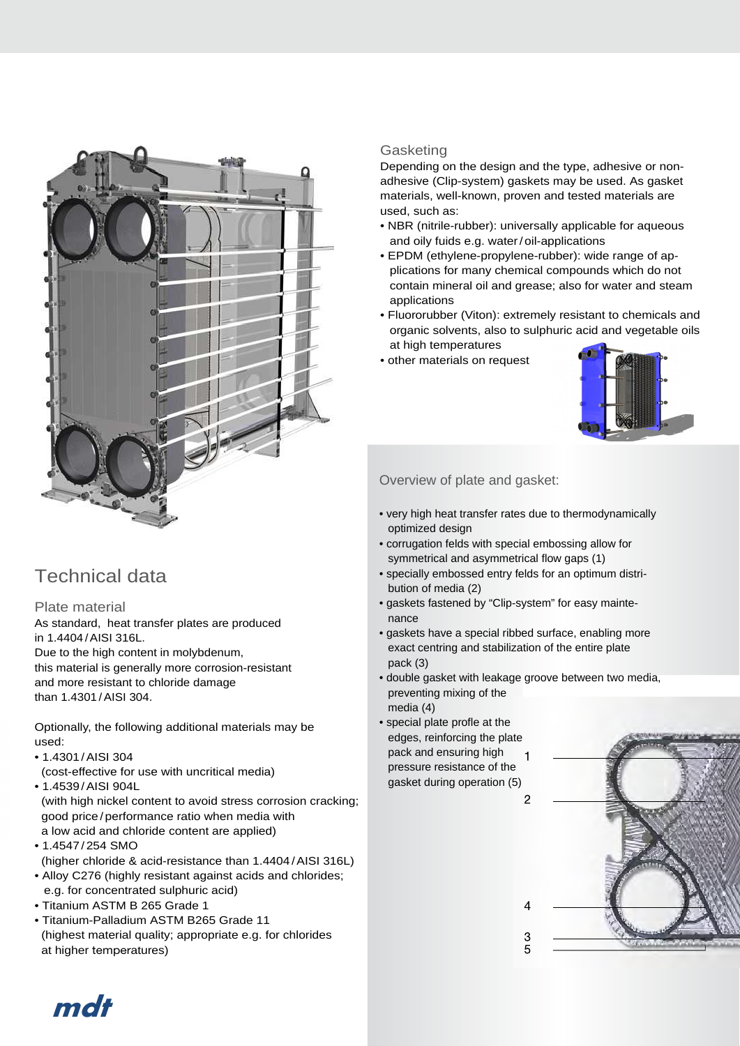## Technical data

### Plate material

As standard, heat transfer plates are produced in 1.4404 / AISI 316L.
Due to the high content in molybdenum, this material is generally more corrosion-resistant and more resistant to chloride damage than 1.4301 / AISI 304.

Optionally, the following additional materials may be used:

- 1.4301 / AISI 304
  (cost-effective for use with uncritical media)
- 1.4539 / AISI 904L
  (with high nickel content to avoid stress corrosion cracking; good price / performance ratio when media with a low acid and chloride content are applied)
- 1.4547 / 254 SMO
  (higher chloride & acid-resistance than 1.4404 / AISI 316L)
- Alloy C276 (highly resistant against acids and chlorides; e.g. for concentrated sulphuric acid)
- Titanium ASTM B 265 Grade 1
- Titanium-Palladium ASTM B265 Grade 11
  (highest material quality; appropriate e.g. for chlorides at higher temperatures)

### Gasketing

Depending on the design and the type, adhesive or non-adhesive (Clip-system) gaskets may be used. As gasket materials, well-known, proven and tested materials are used, such as:

- NBR (nitrile-rubber): universally applicable for aqueous and oily fuids e.g. water / oil-applications
- EPDM (ethylene-propylene-rubber): wide range of applications for many chemical compounds which do not contain mineral oil and grease; also for water and steam applications
- Fluororubber (Viton): extremely resistant to chemicals and organic solvents, also to sulphuric acid and vegetable oils at high temperatures
- other materials on request

### Overview of plate and gasket:

- very high heat transfer rates due to thermodynamically optimized design
- corrugation felds with special embossing allow for symmetrical and asymmetrical flow gaps (1)
- specially embossed entry felds for an optimum distribution of media (2)
- gaskets fastened by "Clip-system" for easy maintenance
- gaskets have a special ribbed surface, enabling more exact centring and stabilization of the entire plate pack (3)
- double gasket with leakage groove between two media, preventing mixing of the media (4)
- special plate profle at the edges, reinforcing the plate pack and ensuring high pressure resistance of the gasket during operation (5)

1
2
4
3
5

mdt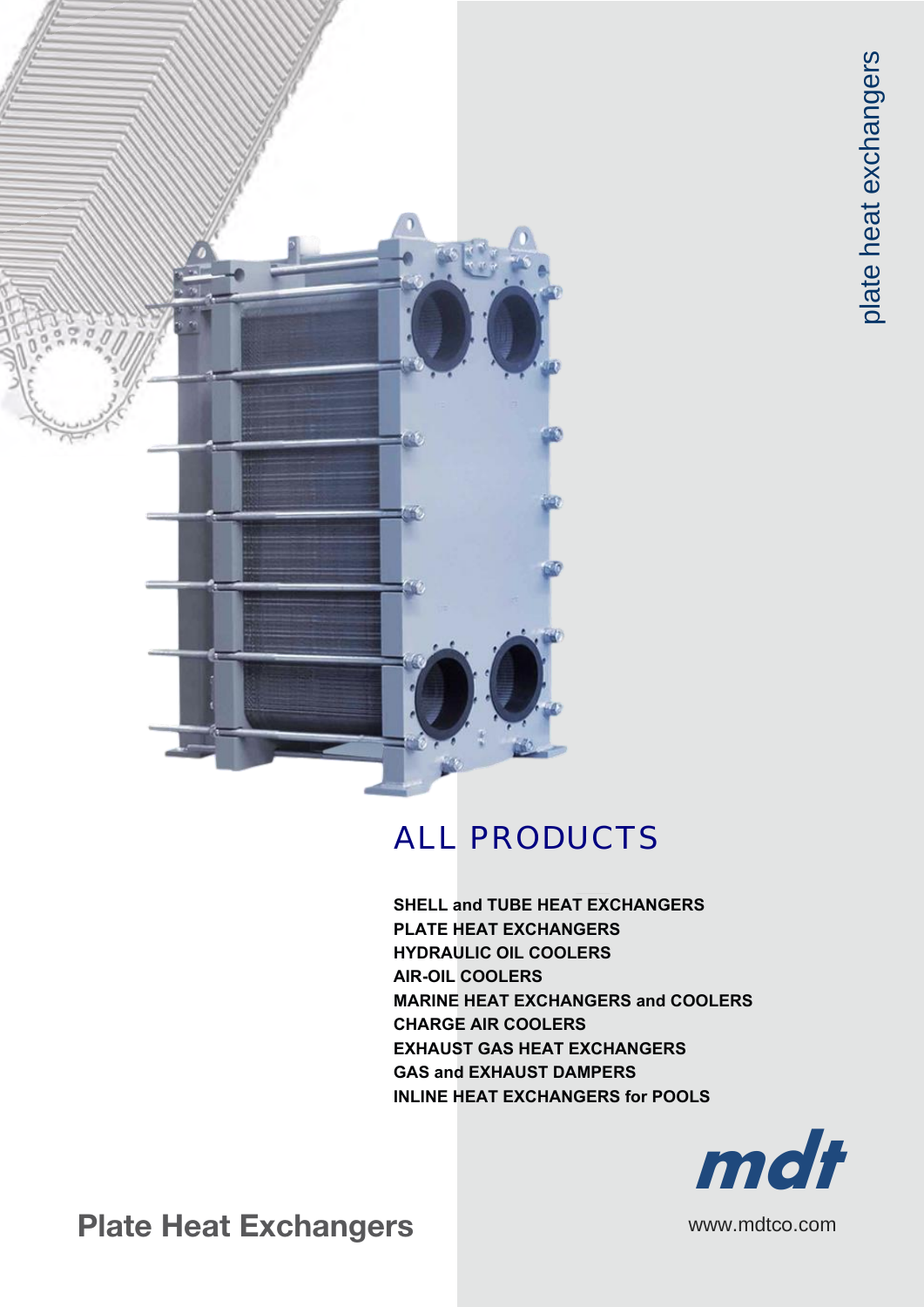plate heat exchangers

## ALL PRODUCTS

**SHELL and TUBE HEAT EXCHANGERS**
**PLATE HEAT EXCHANGERS**
**HYDRAULIC OIL COOLERS**
**AIR-OIL COOLERS**
**MARINE HEAT EXCHANGERS and COOLERS**
**CHARGE AIR COOLERS**
**EXHAUST GAS HEAT EXCHANGERS**
**GAS and EXHAUST DAMPERS**
**INLINE HEAT EXCHANGERS for POOLS**

mdt

www.mdtco.com

# Plate Heat Exchangers